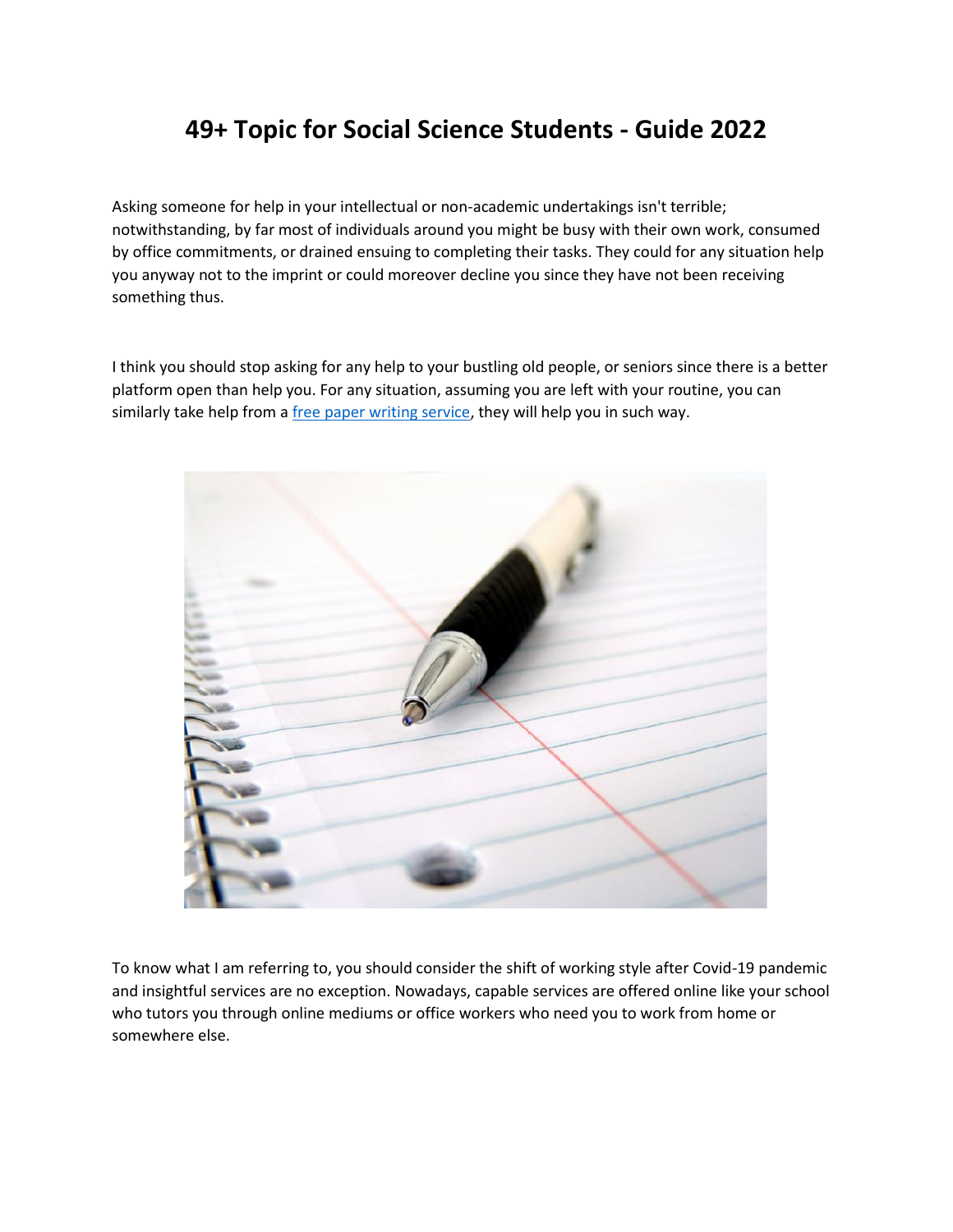# 49+ Topic for Social Science Students - Guide 2022

Asking someone for help in your intellectual or non-academic undertakings isn't terrible; notwithstanding, by far most of individuals around you might be busy with their own work, consumed by office commitments, or drained ensuing to completing their tasks. They could for any situation help you anyway not to the imprint or could moreover decline you since they have not been receiving something thus.

I think you should stop asking for any help to your bustling old people, or seniors since there is a better platform open than help you. For any situation, assuming you are left with your routine, you can similarly take help from a [free paper writing service](), they will help you in such way.

To know what I am referring to, you should consider the shift of working style after Covid-19 pandemic and insightful services are no exception. Nowadays, capable services are offered online like your school who tutors you through online mediums or office workers who need you to work from home or somewhere else.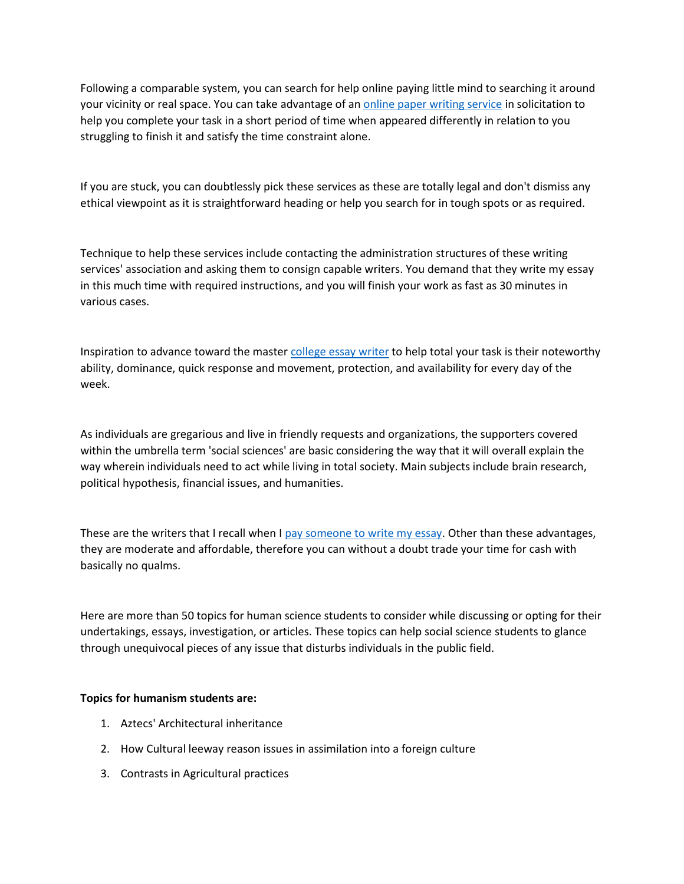Following a comparable system, you can search for help online paying little mind to searching it around your vicinity or real space. You can take advantage of an [online paper writing service]() in solicitation to help you complete your task in a short period of time when appeared differently in relation to you struggling to finish it and satisfy the time constraint alone.

If you are stuck, you can doubtlessly pick these services as these are totally legal and don't dismiss any ethical viewpoint as it is straightforward heading or help you search for in tough spots or as required.

Technique to help these services include contacting the administration structures of these writing services' association and asking them to consign capable writers. You demand that they write my essay in this much time with required instructions, and you will finish your work as fast as 30 minutes in various cases.

Inspiration to advance toward the master [college essay writer]() to help total your task is their noteworthy ability, dominance, quick response and movement, protection, and availability for every day of the week.

As individuals are gregarious and live in friendly requests and organizations, the supporters covered within the umbrella term 'social sciences' are basic considering the way that it will overall explain the way wherein individuals need to act while living in total society. Main subjects include brain research, political hypothesis, financial issues, and humanities.

These are the writers that I recall when I [pay someone to write my essay](). Other than these advantages, they are moderate and affordable, therefore you can without a doubt trade your time for cash with basically no qualms.

Here are more than 50 topics for human science students to consider while discussing or opting for their undertakings, essays, investigation, or articles. These topics can help social science students to glance through unequivocal pieces of any issue that disturbs individuals in the public field.

**Topics for humanism students are:**

1. Aztecs' Architectural inheritance
2. How Cultural leeway reason issues in assimilation into a foreign culture
3. Contrasts in Agricultural practices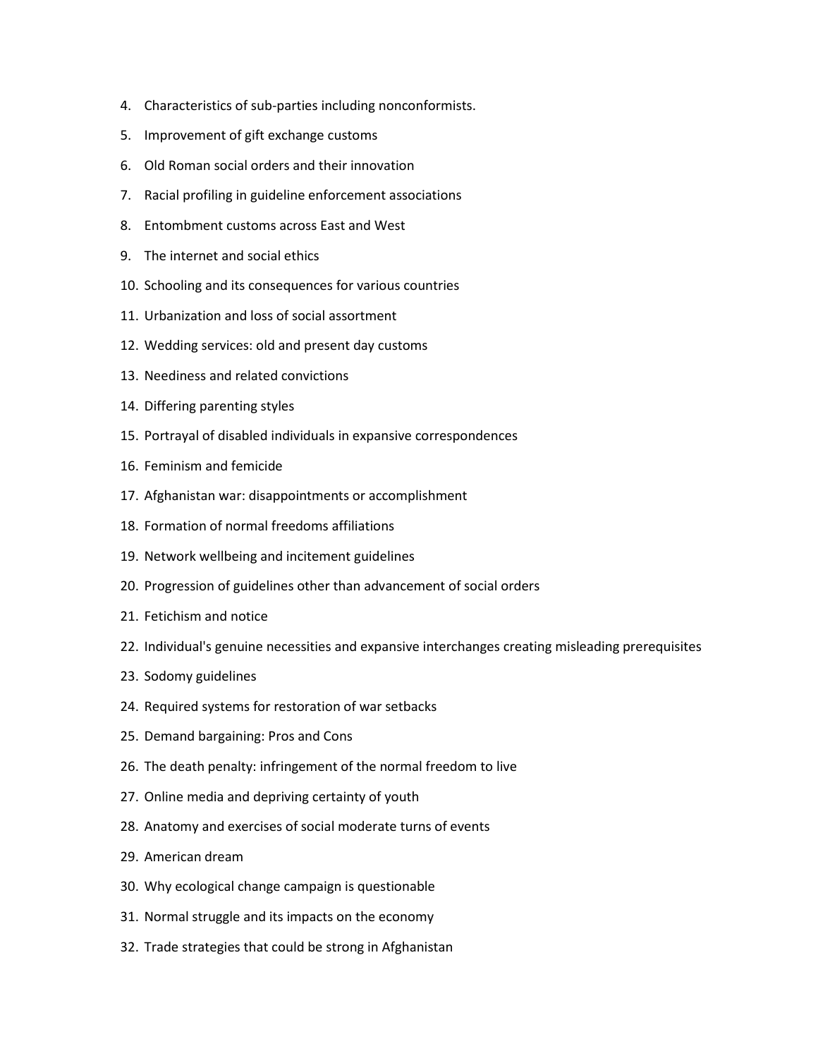4. Characteristics of sub-parties including nonconformists.
5. Improvement of gift exchange customs
6. Old Roman social orders and their innovation
7. Racial profiling in guideline enforcement associations
8. Entombment customs across East and West
9. The internet and social ethics
10. Schooling and its consequences for various countries
11. Urbanization and loss of social assortment
12. Wedding services: old and present day customs
13. Neediness and related convictions
14. Differing parenting styles
15. Portrayal of disabled individuals in expansive correspondences
16. Feminism and femicide
17. Afghanistan war: disappointments or accomplishment
18. Formation of normal freedoms affiliations
19. Network wellbeing and incitement guidelines
20. Progression of guidelines other than advancement of social orders
21. Fetichism and notice
22. Individual's genuine necessities and expansive interchanges creating misleading prerequisites
23. Sodomy guidelines
24. Required systems for restoration of war setbacks
25. Demand bargaining: Pros and Cons
26. The death penalty: infringement of the normal freedom to live
27. Online media and depriving certainty of youth
28. Anatomy and exercises of social moderate turns of events
29. American dream
30. Why ecological change campaign is questionable
31. Normal struggle and its impacts on the economy
32. Trade strategies that could be strong in Afghanistan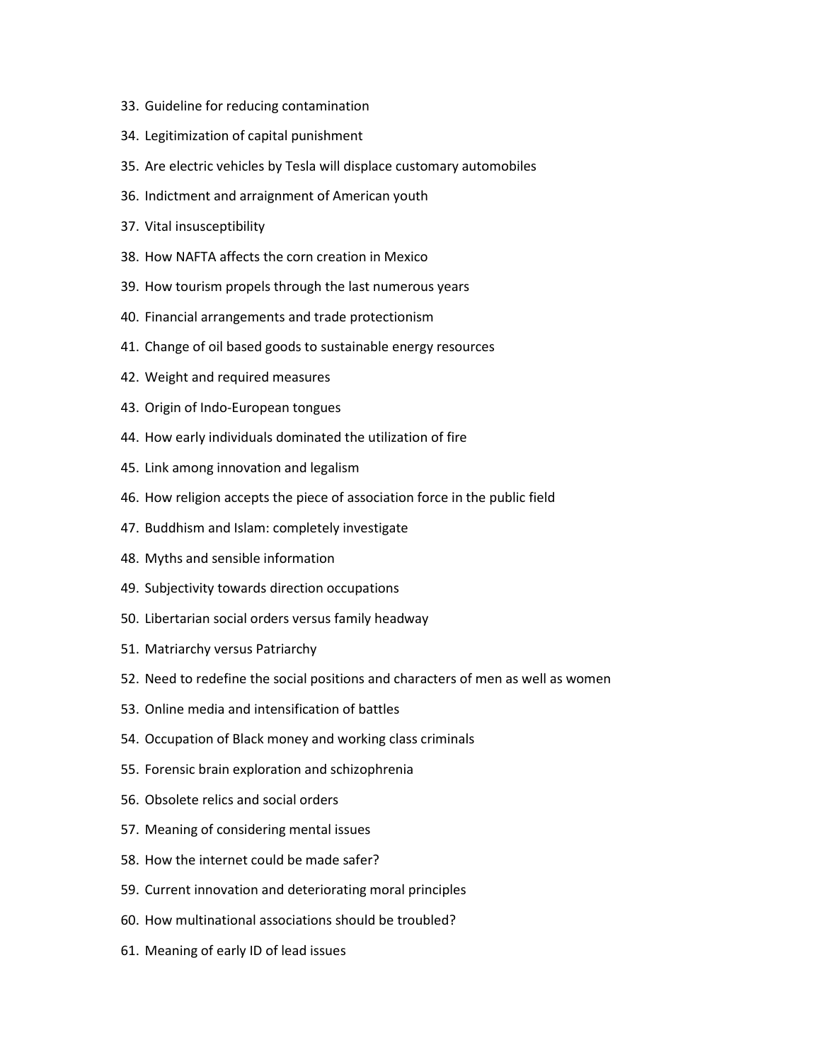33. Guideline for reducing contamination
34. Legitimization of capital punishment
35. Are electric vehicles by Tesla will displace customary automobiles
36. Indictment and arraignment of American youth
37. Vital insusceptibility
38. How NAFTA affects the corn creation in Mexico
39. How tourism propels through the last numerous years
40. Financial arrangements and trade protectionism
41. Change of oil based goods to sustainable energy resources
42. Weight and required measures
43. Origin of Indo-European tongues
44. How early individuals dominated the utilization of fire
45. Link among innovation and legalism
46. How religion accepts the piece of association force in the public field
47. Buddhism and Islam: completely investigate
48. Myths and sensible information
49. Subjectivity towards direction occupations
50. Libertarian social orders versus family headway
51. Matriarchy versus Patriarchy
52. Need to redefine the social positions and characters of men as well as women
53. Online media and intensification of battles
54. Occupation of Black money and working class criminals
55. Forensic brain exploration and schizophrenia
56. Obsolete relics and social orders
57. Meaning of considering mental issues
58. How the internet could be made safer?
59. Current innovation and deteriorating moral principles
60. How multinational associations should be troubled?
61. Meaning of early ID of lead issues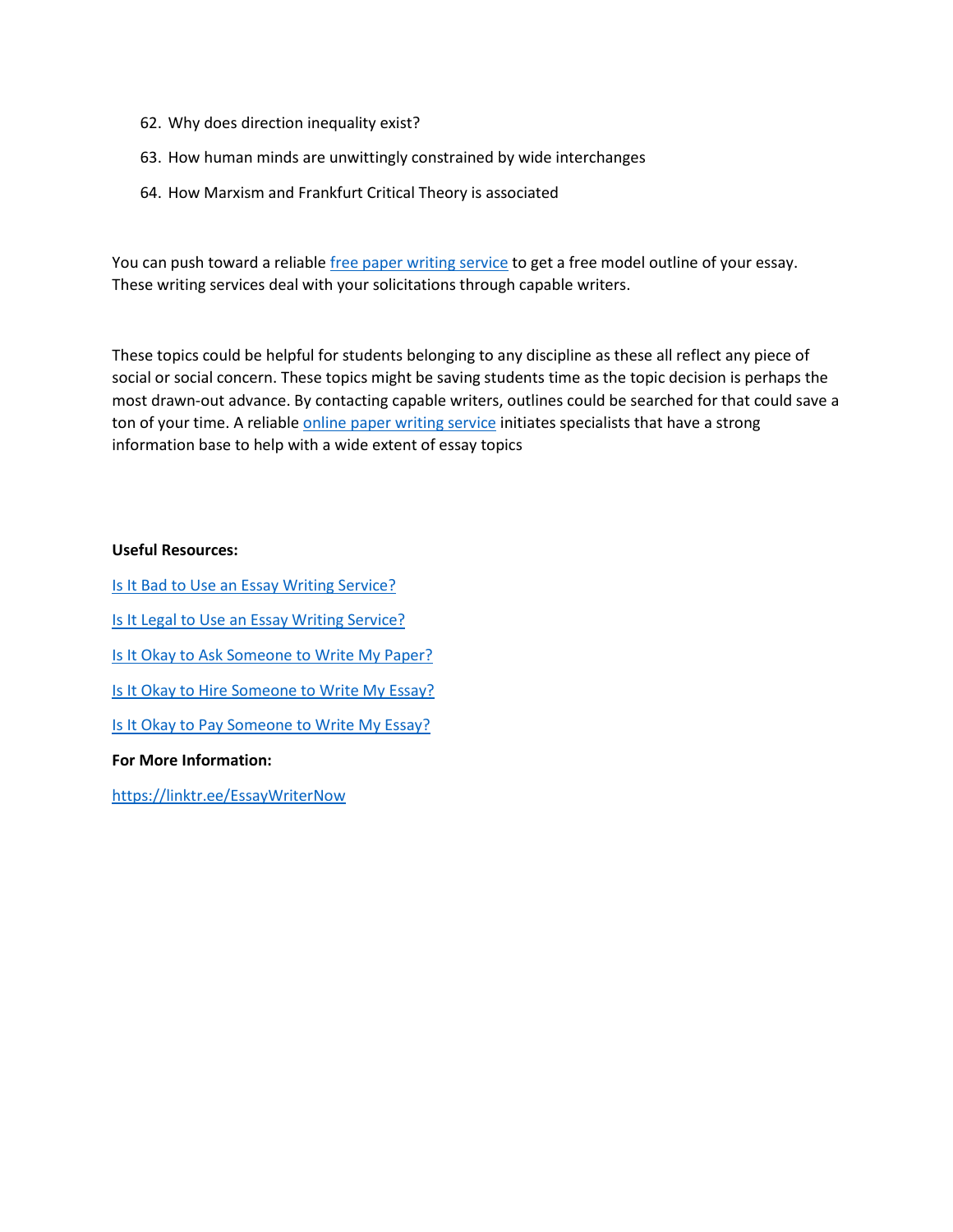62. Why does direction inequality exist?
63. How human minds are unwittingly constrained by wide interchanges
64. How Marxism and Frankfurt Critical Theory is associated

You can push toward a reliable [free paper writing service]() to get a free model outline of your essay. These writing services deal with your solicitations through capable writers.

These topics could be helpful for students belonging to any discipline as these all reflect any piece of social or social concern. These topics might be saving students time as the topic decision is perhaps the most drawn-out advance. By contacting capable writers, outlines could be searched for that could save a ton of your time. A reliable [online paper writing service]() initiates specialists that have a strong information base to help with a wide extent of essay topics

**Useful Resources:**

[Is It Bad to Use an Essay Writing Service?]()

[Is It Legal to Use an Essay Writing Service?]()

[Is It Okay to Ask Someone to Write My Paper?]()

[Is It Okay to Hire Someone to Write My Essay?]()

[Is It Okay to Pay Someone to Write My Essay?]()

**For More Information:**

[https://linktr.ee/EssayWriterNow](https://linktr.ee/EssayWriterNow)